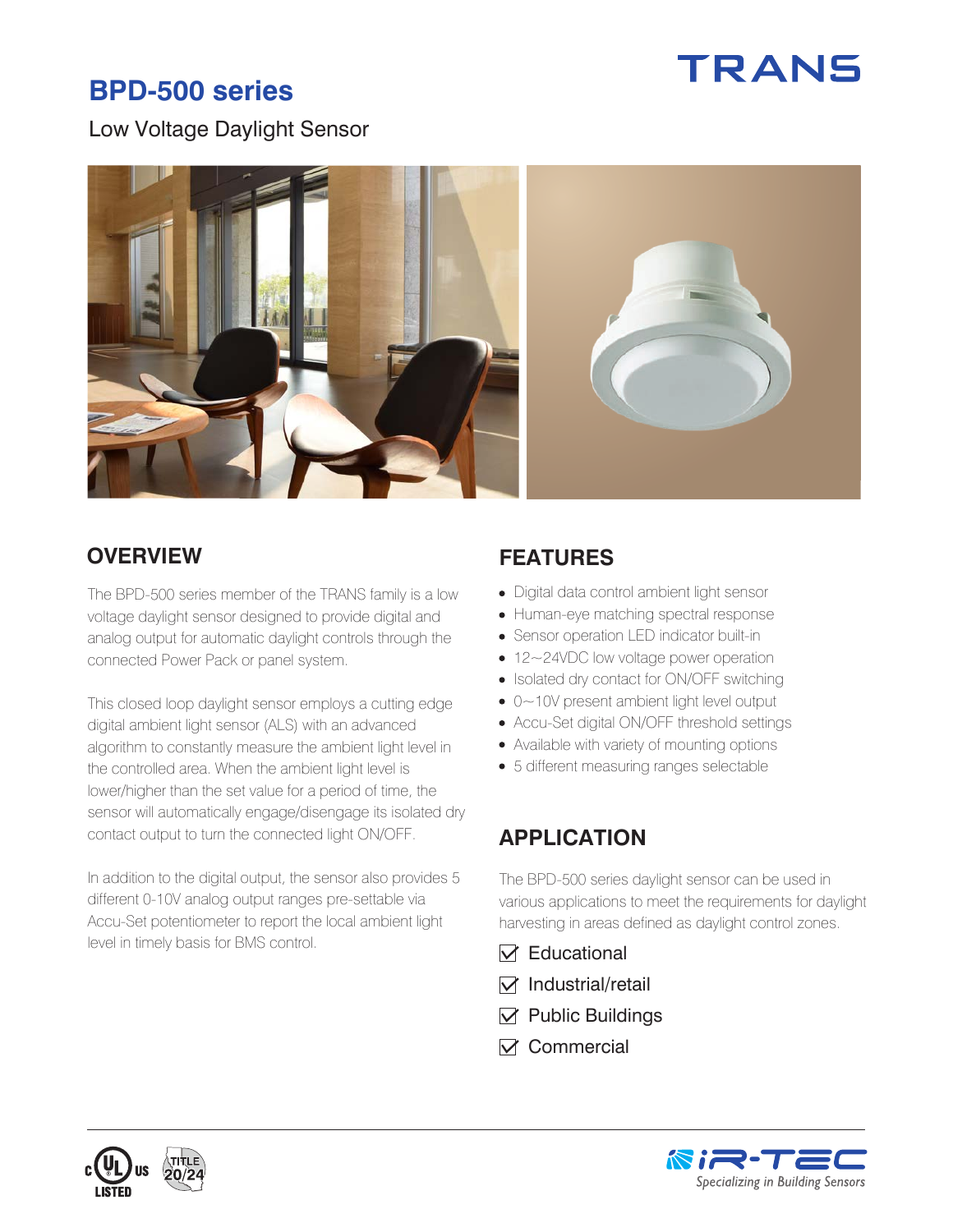TRANS

# BPD-500 series

Low Voltage Daylight Sensor

## OVERVIEW

The BPD-500 series member of the TRANS family is a low voltage daylight sensor designed to provide digital and analog output for automatic daylight controls through the connected Power Pack or panel system.

This closed loop daylight sensor employs a cutting edge digital ambient light sensor (ALS) with an advanced algorithm to constantly measure the ambient light level in the controlled area. When the ambient light level is lower/higher than the set value for a period of time, the sensor will automatically engage/disengage its isolated dry contact output to turn the connected light ON/OFF.

In addition to the digital output, the sensor also provides 5 different 0-10V analog output ranges pre-settable via Accu-Set potentiometer to report the local ambient light level in timely basis for BMS control.

## FEATURES

- Digital data control ambient light sensor
- Human-eye matching spectral response
- Sensor operation LED indicator built-in
- 12~24VDC low voltage power operation
- Isolated dry contact for ON/OFF switching
- 0~10V present ambient light level output
- Accu-Set digital ON/OFF threshold settings
- Available with variety of mounting options
- 5 different measuring ranges selectable

## APPLICATION

The BPD-500 series daylight sensor can be used in various applications to meet the requirements for daylight harvesting in areas defined as daylight control zones.

- ☑ Educational
- ☑ Industrial/retail
- ☑ Public Buildings
- ☑ Commercial

c UL US LISTED TITLE 20/24

iR-TEC Specializing in Building Sensors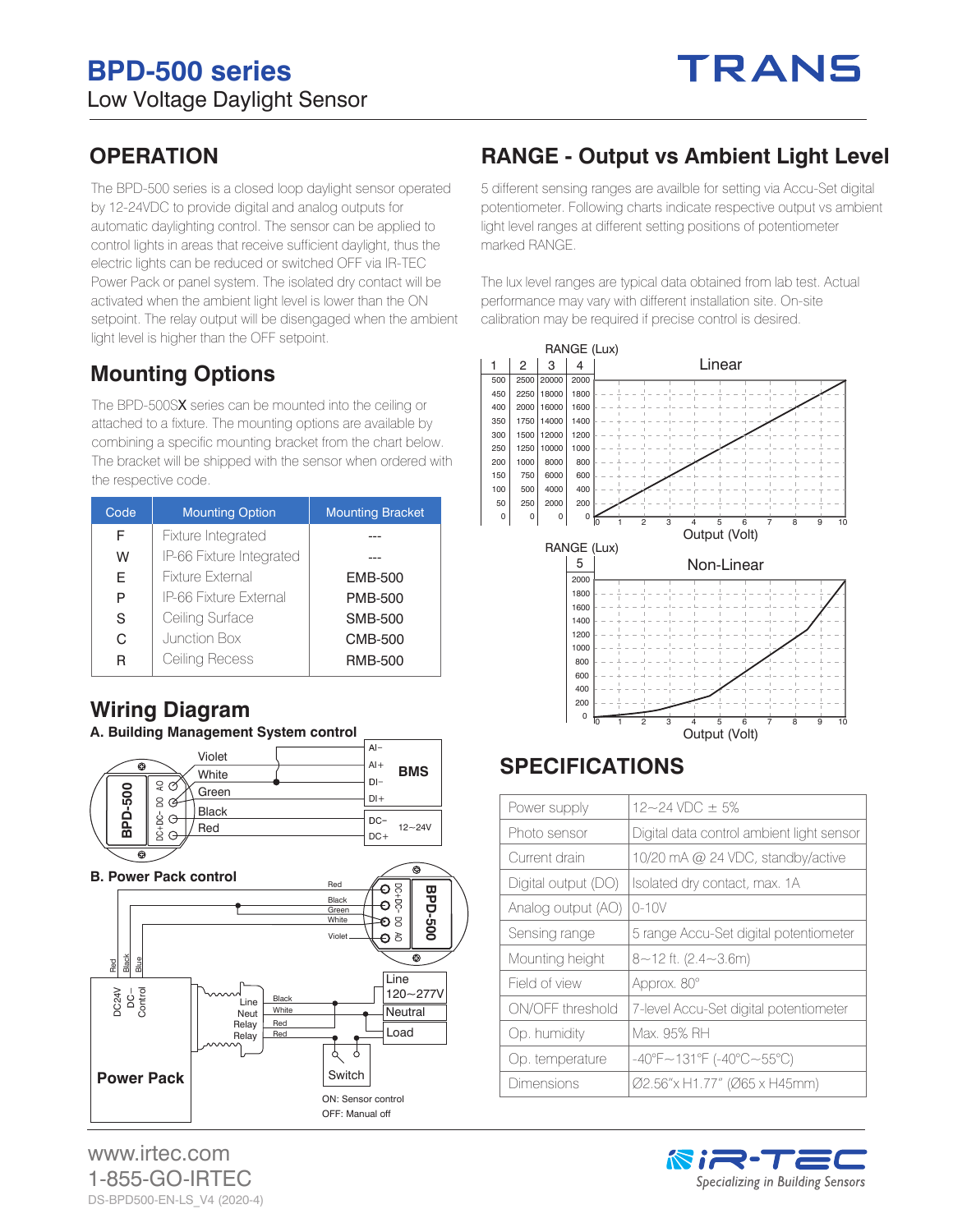# BPD-500 series

Low Voltage Daylight Sensor

TRANS

## OPERATION

The BPD-500 series is a closed loop daylight sensor operated by 12-24VDC to provide digital and analog outputs for automatic daylighting control. The sensor can be applied to control lights in areas that receive sufficient daylight, thus the electric lights can be reduced or switched OFF via IR-TEC Power Pack or panel system. The isolated dry contact will be activated when the ambient light level is lower than the ON setpoint. The relay output will be disengaged when the ambient light level is higher than the OFF setpoint.

## Mounting Options

The BPD-500S**X** series can be mounted into the ceiling or attached to a fixture. The mounting options are available by combining a specific mounting bracket from the chart below. The bracket will be shipped with the sensor when ordered with the respective code.

| Code | Mounting Option | Mounting Bracket |
|---|---|---|
| F | Fixture Integrated | --- |
| W | IP-66 Fixture Integrated | --- |
| E | Fixture External | EMB-500 |
| P | IP-66 Fixture External | PMB-500 |
| S | Ceiling Surface | SMB-500 |
| C | Junction Box | CMB-500 |
| R | Ceiling Recess | RMB-500 |

## Wiring Diagram

**A. Building Management System control**

BPD-500: AO, DO, DO, DC−, DC+
Violet, White, Green, Black, Red
BMS: AI−, AI+, DI−, DI+, DC−, DC+, 12~24V

**B. Power Pack control**

BPD-500: DC+, DC−, DO, DO, AO
Red, Black, Green, White, Violet
Red, Black, Blue
Power Pack: DC24V, DC−, Control
Line, Neut, Relay, Relay
Black, White, Red, Red
Line 120~277V, Neutral, Load
Switch
ON: Sensor control
OFF: Manual off

## RANGE - Output vs Ambient Light Level

5 different sensing ranges are availble for setting via Accu-Set digital potentiometer. Following charts indicate respective output vs ambient light level ranges at different setting positions of potentiometer marked RANGE.

The lux level ranges are typical data obtained from lab test. Actual performance may vary with different installation site. On-site calibration may be required if precise control is desired.

RANGE (Lux) — Linear

1: 0, 50, 100, 150, 200, 250, 300, 350, 400, 450, 500
2: 0, 250, 500, 750, 1000, 1250, 1500, 1750, 2000, 2250, 2500
3: 0, 2000, 4000, 6000, 8000, 10000, 12000, 14000, 16000, 18000, 20000
4: 0, 200, 400, 600, 800, 1000, 1200, 1400, 1600, 1800, 2000

Output (Volt): 0 1 2 3 4 5 6 7 8 9 10

RANGE (Lux) — Non-Linear

5: 0, 200, 400, 600, 800, 1000, 1200, 1400, 1600, 1800, 2000

Output (Volt): 0 1 2 3 4 5 6 7 8 9 10

## SPECIFICATIONS

| | |
|---|---|
| Power supply | 12~24 VDC ± 5% |
| Photo sensor | Digital data control ambient light sensor |
| Current drain | 10/20 mA @ 24 VDC, standby/active |
| Digital output (DO) | Isolated dry contact, max. 1A |
| Analog output (AO) | 0-10V |
| Sensing range | 5 range Accu-Set digital potentiometer |
| Mounting height | 8~12 ft. (2.4~3.6m) |
| Field of view | Approx. 80° |
| ON/OFF threshold | 7-level Accu-Set digital potentiometer |
| Op. humidity | Max. 95% RH |
| Op. temperature | -40°F~131°F (-40°C~55°C) |
| Dimensions | Ø2.56"x H1.77" (Ø65 x H45mm) |

www.irtec.com
1-855-GO-IRTEC
DS-BPD500-EN-LS_V4 (2020-4)

iR-TEC *Specializing in Building Sensors*